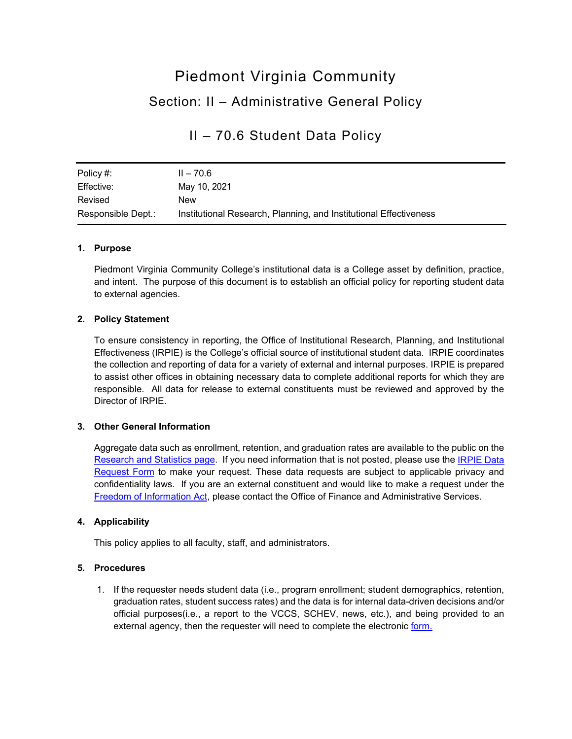# Piedmont Virginia Community

## Section: II – Administrative General Policy

## II – 70.6 Student Data Policy

| | |
|---|---|
| Policy #: | II – 70.6 |
| Effective: | May 10, 2021 |
| Revised | New |
| Responsible Dept.: | Institutional Research, Planning, and Institutional Effectiveness |

### 1. Purpose

Piedmont Virginia Community College's institutional data is a College asset by definition, practice, and intent. The purpose of this document is to establish an official policy for reporting student data to external agencies.

### 2. Policy Statement

To ensure consistency in reporting, the Office of Institutional Research, Planning, and Institutional Effectiveness (IRPIE) is the College's official source of institutional student data. IRPIE coordinates the collection and reporting of data for a variety of external and internal purposes. IRPIE is prepared to assist other offices in obtaining necessary data to complete additional reports for which they are responsible. All data for release to external constituents must be reviewed and approved by the Director of IRPIE.

### 3. Other General Information

Aggregate data such as enrollment, retention, and graduation rates are available to the public on the Research and Statistics page. If you need information that is not posted, please use the IRPIE Data Request Form to make your request. These data requests are subject to applicable privacy and confidentiality laws. If you are an external constituent and would like to make a request under the Freedom of Information Act, please contact the Office of Finance and Administrative Services.

### 4. Applicability

This policy applies to all faculty, staff, and administrators.

### 5. Procedures

1. If the requester needs student data (i.e., program enrollment; student demographics, retention, graduation rates, student success rates) and the data is for internal data-driven decisions and/or official purposes(i.e., a report to the VCCS, SCHEV, news, etc.), and being provided to an external agency, then the requester will need to complete the electronic form.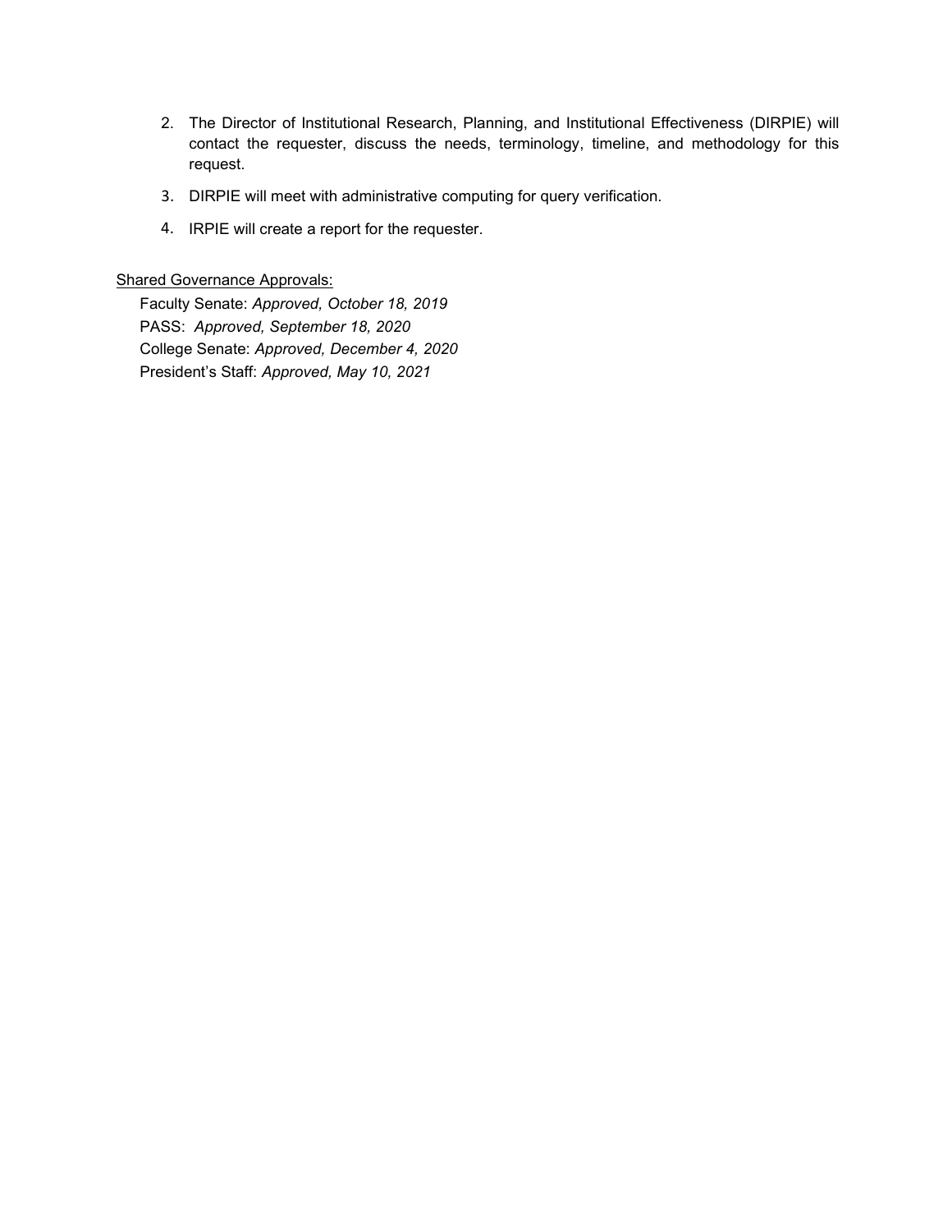2. The Director of Institutional Research, Planning, and Institutional Effectiveness (DIRPIE) will contact the requester, discuss the needs, terminology, timeline, and methodology for this request.
3. DIRPIE will meet with administrative computing for query verification.
4. IRPIE will create a report for the requester.

<u>Shared Governance Approvals:</u>

Faculty Senate: *Approved, October 18, 2019*
PASS: *Approved, September 18, 2020*
College Senate: *Approved, December 4, 2020*
President's Staff: *Approved, May 10, 2021*